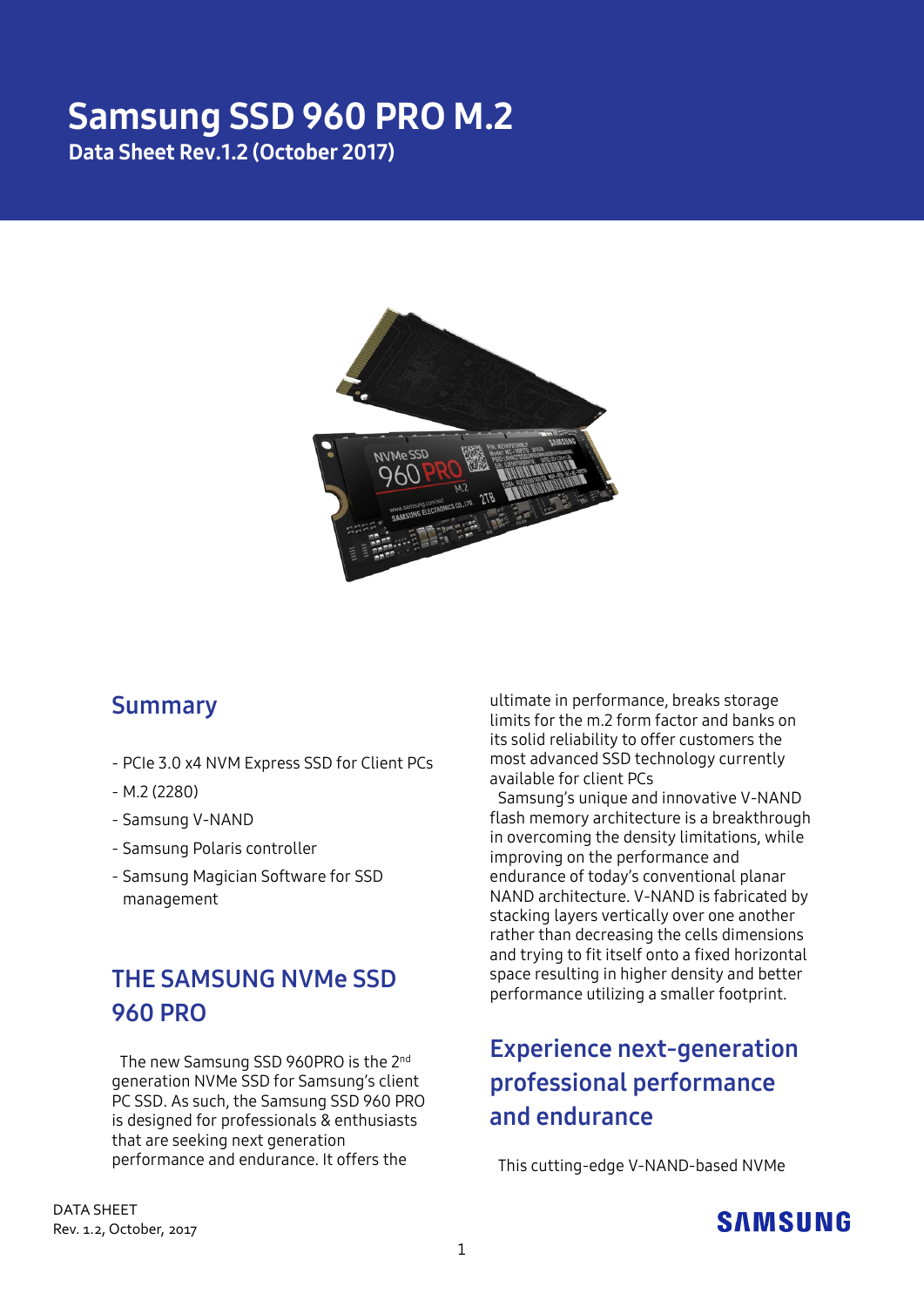# Samsung SSD 960 PRO M.2

**Data Sheet Rev.1.2 (October 2017)**

## Summary

- PCIe 3.0 x4 NVM Express SSD for Client PCs
- M.2 (2280)
- Samsung V-NAND
- Samsung Polaris controller
- Samsung Magician Software for SSD management

## THE SAMSUNG NVMe SSD 960 PRO

The new Samsung SSD 960PRO is the 2nd generation NVMe SSD for Samsung's client PC SSD. As such, the Samsung SSD 960 PRO is designed for professionals & enthusiasts that are seeking next generation performance and endurance. It offers the ultimate in performance, breaks storage limits for the m.2 form factor and banks on its solid reliability to offer customers the most advanced SSD technology currently available for client PCs

Samsung's unique and innovative V-NAND flash memory architecture is a breakthrough in overcoming the density limitations, while improving on the performance and endurance of today's conventional planar NAND architecture. V-NAND is fabricated by stacking layers vertically over one another rather than decreasing the cells dimensions and trying to fit itself onto a fixed horizontal space resulting in higher density and better performance utilizing a smaller footprint.

## Experience next-generation professional performance and endurance

This cutting-edge V-NAND-based NVMe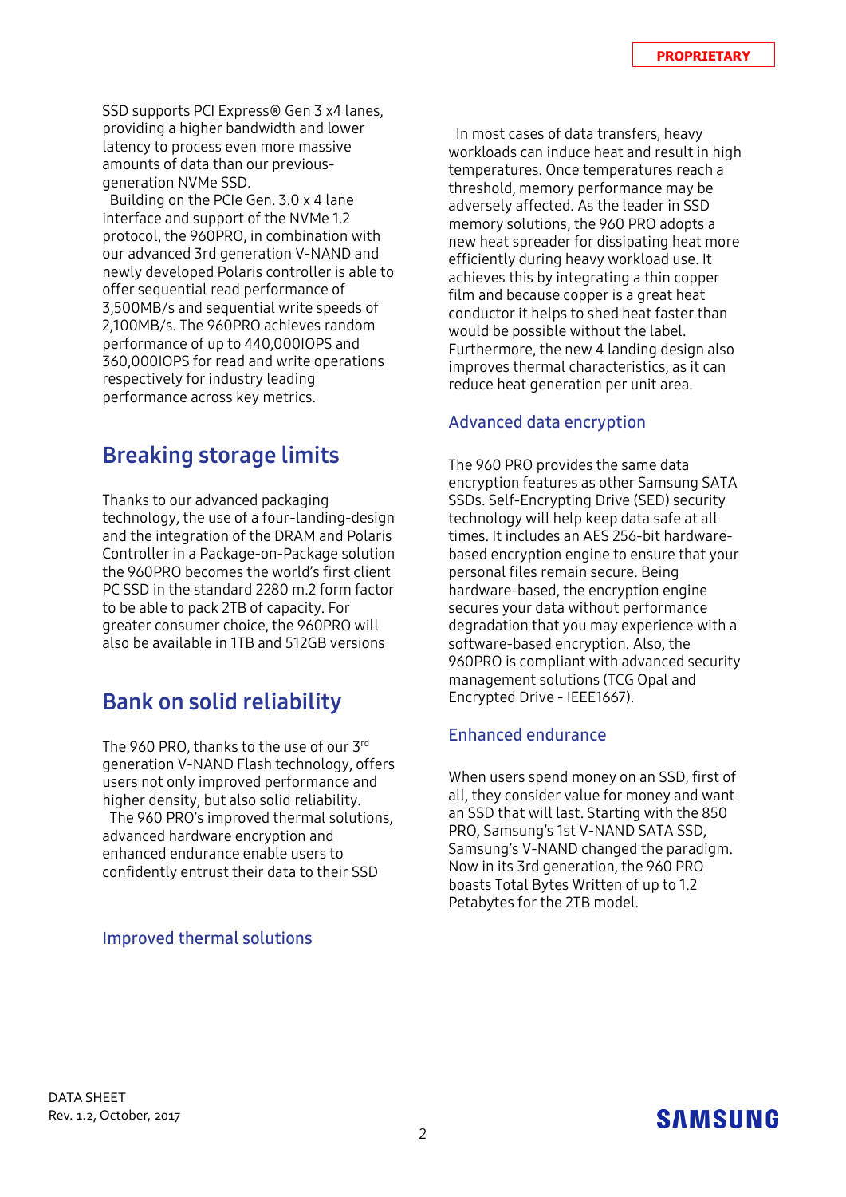SSD supports PCI Express® Gen 3 x4 lanes, providing a higher bandwidth and lower latency to process even more massive amounts of data than our previous-generation NVMe SSD.

Building on the PCIe Gen. 3.0 x 4 lane interface and support of the NVMe 1.2 protocol, the 960PRO, in combination with our advanced 3rd generation V-NAND and newly developed Polaris controller is able to offer sequential read performance of 3,500MB/s and sequential write speeds of 2,100MB/s. The 960PRO achieves random performance of up to 440,000IOPS and 360,000IOPS for read and write operations respectively for industry leading performance across key metrics.

## Breaking storage limits

Thanks to our advanced packaging technology, the use of a four-landing-design and the integration of the DRAM and Polaris Controller in a Package-on-Package solution the 960PRO becomes the world's first client PC SSD in the standard 2280 m.2 form factor to be able to pack 2TB of capacity. For greater consumer choice, the 960PRO will also be available in 1TB and 512GB versions

## Bank on solid reliability

The 960 PRO, thanks to the use of our 3rd generation V-NAND Flash technology, offers users not only improved performance and higher density, but also solid reliability.

The 960 PRO's improved thermal solutions, advanced hardware encryption and enhanced endurance enable users to confidently entrust their data to their SSD

### Improved thermal solutions

In most cases of data transfers, heavy workloads can induce heat and result in high temperatures. Once temperatures reach a threshold, memory performance may be adversely affected. As the leader in SSD memory solutions, the 960 PRO adopts a new heat spreader for dissipating heat more efficiently during heavy workload use. It achieves this by integrating a thin copper film and because copper is a great heat conductor it helps to shed heat faster than would be possible without the label. Furthermore, the new 4 landing design also improves thermal characteristics, as it can reduce heat generation per unit area.

### Advanced data encryption

The 960 PRO provides the same data encryption features as other Samsung SATA SSDs. Self-Encrypting Drive (SED) security technology will help keep data safe at all times. It includes an AES 256-bit hardware-based encryption engine to ensure that your personal files remain secure. Being hardware-based, the encryption engine secures your data without performance degradation that you may experience with a software-based encryption. Also, the 960PRO is compliant with advanced security management solutions (TCG Opal and Encrypted Drive - IEEE1667).

### Enhanced endurance

When users spend money on an SSD, first of all, they consider value for money and want an SSD that will last. Starting with the 850 PRO, Samsung's 1st V-NAND SATA SSD, Samsung's V-NAND changed the paradigm. Now in its 3rd generation, the 960 PRO boasts Total Bytes Written of up to 1.2 Petabytes for the 2TB model.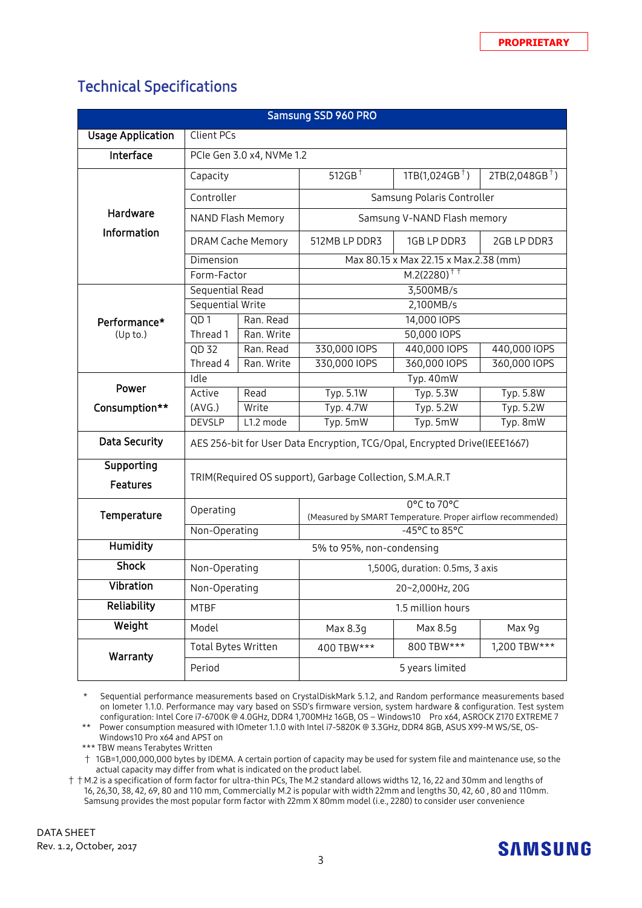PROPRIETARY

## Technical Specifications

| Samsung SSD 960 PRO | | | | | |
|---|---|---|---|---|---|
| Usage Application | Client PCs | | | | |
| Interface | PCIe Gen 3.0 x4, NVMe 1.2 | | | | |
| Hardware Information | Capacity | | 512GB† | 1TB(1,024GB†) | 2TB(2,048GB†) |
| | Controller | | Samsung Polaris Controller | | |
| | NAND Flash Memory | | Samsung V-NAND Flash memory | | |
| | DRAM Cache Memory | | 512MB LP DDR3 | 1GB LP DDR3 | 2GB LP DDR3 |
| | Dimension | | Max 80.15 x Max 22.15 x Max.2.38 (mm) | | |
| | Form-Factor | | M.2(2280)†† | | |
| Performance* (Up to.) | Sequential Read | | 3,500MB/s | | |
| | Sequential Write | | 2,100MB/s | | |
| | QD 1 Thread 1 | Ran. Read | 14,000 IOPS | | |
| | | Ran. Write | 50,000 IOPS | | |
| | QD 32 Thread 4 | Ran. Read | 330,000 IOPS | 440,000 IOPS | 440,000 IOPS |
| | | Ran. Write | 330,000 IOPS | 360,000 IOPS | 360,000 IOPS |
| Power Consumption** | Idle | | Typ. 40mW | | |
| | Active (AVG.) | Read | Typ. 5.1W | Typ. 5.3W | Typ. 5.8W |
| | | Write | Typ. 4.7W | Typ. 5.2W | Typ. 5.2W |
| | DEVSLP | L1.2 mode | Typ. 5mW | Typ. 5mW | Typ. 8mW |
| Data Security | AES 256-bit for User Data Encryption, TCG/Opal, Encrypted Drive(IEEE1667) | | | | |
| Supporting Features | TRIM(Required OS support), Garbage Collection, S.M.A.R.T | | | | |
| Temperature | Operating | | 0°C to 70°C (Measured by SMART Temperature. Proper airflow recommended) | | |
| | Non-Operating | | -45°C to 85°C | | |
| Humidity | 5% to 95%, non-condensing | | | | |
| Shock | Non-Operating | | 1,500G, duration: 0.5ms, 3 axis | | |
| Vibration | Non-Operating | | 20~2,000Hz, 20G | | |
| Reliability | MTBF | | 1.5 million hours | | |
| Weight | Model | | Max 8.3g | Max 8.5g | Max 9g |
| Warranty | Total Bytes Written | | 400 TBW*** | 800 TBW*** | 1,200 TBW*** |
| | Period | | 5 years limited | | |

\* Sequential performance measurements based on CrystalDiskMark 5.1.2, and Random performance measurements based on Iometer 1.1.0. Performance may vary based on SSD's firmware version, system hardware & configuration. Test system configuration: Intel Core i7-6700K @ 4.0GHz, DDR4 1,700MHz 16GB, OS – Windows10 Pro x64, ASROCK Z170 EXTREME 7

\** Power consumption measured with IOmeter 1.1.0 with Intel i7-5820K @ 3.3GHz, DDR4 8GB, ASUS X99-M WS/SE, OS-Windows10 Pro x64 and APST on

\*** TBW means Terabytes Written

† 1GB=1,000,000,000 bytes by IDEMA. A certain portion of capacity may be used for system file and maintenance use, so the actual capacity may differ from what is indicated on the product label.

†† M.2 is a specification of form factor for ultra-thin PCs, The M.2 standard allows widths 12, 16, 22 and 30mm and lengths of 16, 26,30, 38, 42, 69, 80 and 110 mm, Commercially M.2 is popular with width 22mm and lengths 30, 42, 60 , 80 and 110mm. Samsung provides the most popular form factor with 22mm X 80mm model (i.e., 2280) to consider user convenience

DATA SHEET
Rev. 1.2, October, 2017

SAMSUNG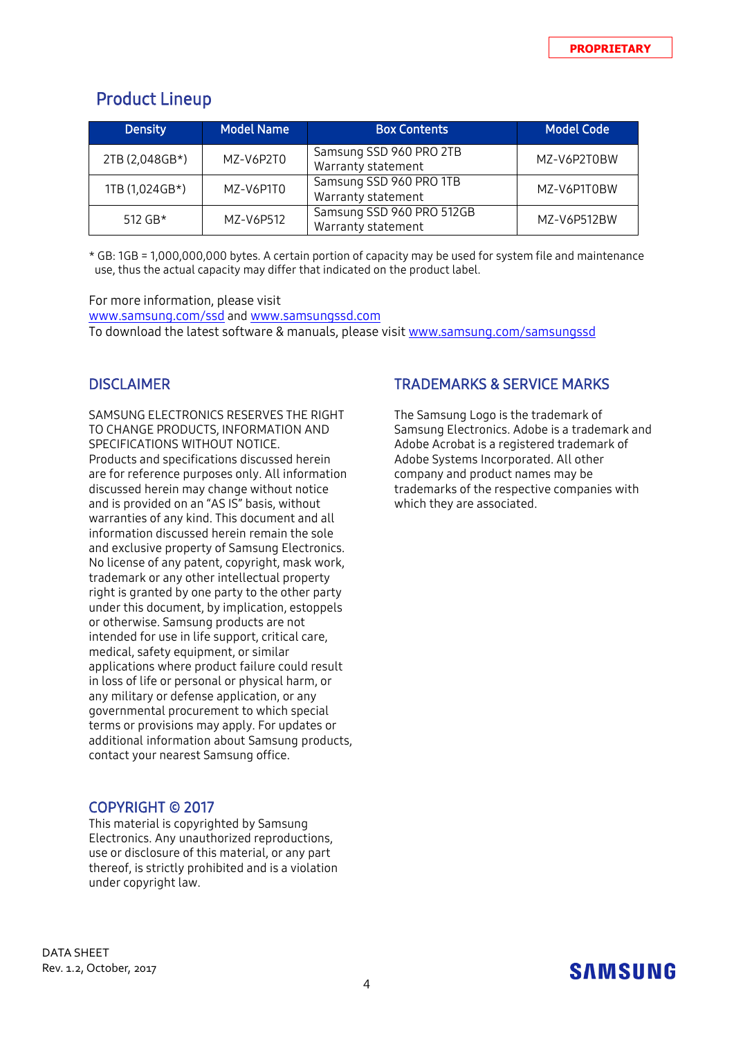## Product Lineup

| Density | Model Name | Box Contents | Model Code |
|---|---|---|---|
| 2TB (2,048GB*) | MZ-V6P2T0 | Samsung SSD 960 PRO 2TB<br>Warranty statement | MZ-V6P2T0BW |
| 1TB (1,024GB*) | MZ-V6P1T0 | Samsung SSD 960 PRO 1TB<br>Warranty statement | MZ-V6P1T0BW |
| 512 GB* | MZ-V6P512 | Samsung SSD 960 PRO 512GB<br>Warranty statement | MZ-V6P512BW |

* GB: 1GB = 1,000,000,000 bytes. A certain portion of capacity may be used for system file and maintenance use, thus the actual capacity may differ that indicated on the product label.

For more information, please visit
www.samsung.com/ssd and www.samsungssd.com
To download the latest software & manuals, please visit www.samsung.com/samsungssd

## DISCLAIMER

SAMSUNG ELECTRONICS RESERVES THE RIGHT TO CHANGE PRODUCTS, INFORMATION AND SPECIFICATIONS WITHOUT NOTICE.
Products and specifications discussed herein are for reference purposes only. All information discussed herein may change without notice and is provided on an "AS IS" basis, without warranties of any kind. This document and all information discussed herein remain the sole and exclusive property of Samsung Electronics. No license of any patent, copyright, mask work, trademark or any other intellectual property right is granted by one party to the other party under this document, by implication, estoppels or otherwise. Samsung products are not intended for use in life support, critical care, medical, safety equipment, or similar applications where product failure could result in loss of life or personal or physical harm, or any military or defense application, or any governmental procurement to which special terms or provisions may apply. For updates or additional information about Samsung products, contact your nearest Samsung office.

## COPYRIGHT © 2017

This material is copyrighted by Samsung Electronics. Any unauthorized reproductions, use or disclosure of this material, or any part thereof, is strictly prohibited and is a violation under copyright law.

## TRADEMARKS & SERVICE MARKS

The Samsung Logo is the trademark of Samsung Electronics. Adobe is a trademark and Adobe Acrobat is a registered trademark of Adobe Systems Incorporated. All other company and product names may be trademarks of the respective companies with which they are associated.